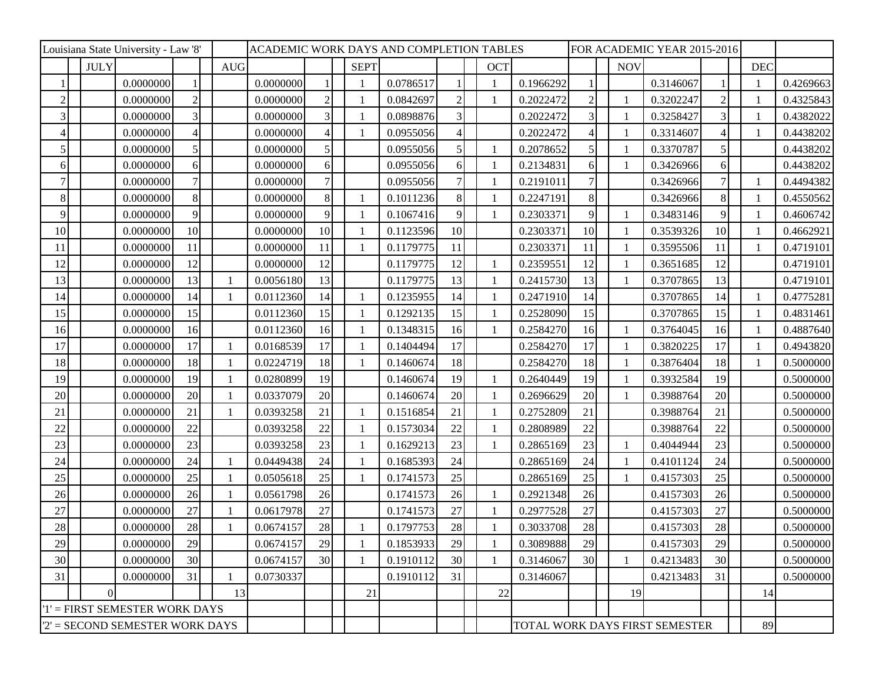| Louisiana State University - Law '8' | | | | | ACADEMIC WORK DAYS AND COMPLETION TABLES | | | | | | | FOR ACADEMIC YEAR 2015-2016 | | | | | |
|---|---|---|---|---|---|---|---|---|---|---|---|---|---|---|---|---|---|
| | JULY | | | AUG | | | SEPT | | | OCT | | | NOV | | | DEC | |
| 1 | | 0.0000000 | 1 | | 0.0000000 | 1 | 1 | 0.0786517 | 1 | 1 | 0.1966292 | 1 | | 0.3146067 | 1 | 1 | 0.4269663 |
| 2 | | 0.0000000 | 2 | | 0.0000000 | 2 | 1 | 0.0842697 | 2 | 1 | 0.2022472 | 2 | 1 | 0.3202247 | 2 | 1 | 0.4325843 |
| 3 | | 0.0000000 | 3 | | 0.0000000 | 3 | 1 | 0.0898876 | 3 | | 0.2022472 | 3 | 1 | 0.3258427 | 3 | 1 | 0.4382022 |
| 4 | | 0.0000000 | 4 | | 0.0000000 | 4 | 1 | 0.0955056 | 4 | | 0.2022472 | 4 | 1 | 0.3314607 | 4 | 1 | 0.4438202 |
| 5 | | 0.0000000 | 5 | | 0.0000000 | 5 | | 0.0955056 | 5 | 1 | 0.2078652 | 5 | 1 | 0.3370787 | 5 | | 0.4438202 |
| 6 | | 0.0000000 | 6 | | 0.0000000 | 6 | | 0.0955056 | 6 | 1 | 0.2134831 | 6 | 1 | 0.3426966 | 6 | | 0.4438202 |
| 7 | | 0.0000000 | 7 | | 0.0000000 | 7 | | 0.0955056 | 7 | 1 | 0.2191011 | 7 | | 0.3426966 | 7 | 1 | 0.4494382 |
| 8 | | 0.0000000 | 8 | | 0.0000000 | 8 | 1 | 0.1011236 | 8 | 1 | 0.2247191 | 8 | | 0.3426966 | 8 | 1 | 0.4550562 |
| 9 | | 0.0000000 | 9 | | 0.0000000 | 9 | 1 | 0.1067416 | 9 | 1 | 0.2303371 | 9 | 1 | 0.3483146 | 9 | 1 | 0.4606742 |
| 10 | | 0.0000000 | 10 | | 0.0000000 | 10 | 1 | 0.1123596 | 10 | | 0.2303371 | 10 | 1 | 0.3539326 | 10 | 1 | 0.4662921 |
| 11 | | 0.0000000 | 11 | | 0.0000000 | 11 | 1 | 0.1179775 | 11 | | 0.2303371 | 11 | 1 | 0.3595506 | 11 | 1 | 0.4719101 |
| 12 | | 0.0000000 | 12 | | 0.0000000 | 12 | | 0.1179775 | 12 | 1 | 0.2359551 | 12 | 1 | 0.3651685 | 12 | | 0.4719101 |
| 13 | | 0.0000000 | 13 | 1 | 0.0056180 | 13 | | 0.1179775 | 13 | 1 | 0.2415730 | 13 | 1 | 0.3707865 | 13 | | 0.4719101 |
| 14 | | 0.0000000 | 14 | 1 | 0.0112360 | 14 | 1 | 0.1235955 | 14 | 1 | 0.2471910 | 14 | | 0.3707865 | 14 | 1 | 0.4775281 |
| 15 | | 0.0000000 | 15 | | 0.0112360 | 15 | 1 | 0.1292135 | 15 | 1 | 0.2528090 | 15 | | 0.3707865 | 15 | 1 | 0.4831461 |
| 16 | | 0.0000000 | 16 | | 0.0112360 | 16 | 1 | 0.1348315 | 16 | 1 | 0.2584270 | 16 | 1 | 0.3764045 | 16 | 1 | 0.4887640 |
| 17 | | 0.0000000 | 17 | 1 | 0.0168539 | 17 | 1 | 0.1404494 | 17 | | 0.2584270 | 17 | 1 | 0.3820225 | 17 | 1 | 0.4943820 |
| 18 | | 0.0000000 | 18 | 1 | 0.0224719 | 18 | 1 | 0.1460674 | 18 | | 0.2584270 | 18 | 1 | 0.3876404 | 18 | 1 | 0.5000000 |
| 19 | | 0.0000000 | 19 | 1 | 0.0280899 | 19 | | 0.1460674 | 19 | 1 | 0.2640449 | 19 | 1 | 0.3932584 | 19 | | 0.5000000 |
| 20 | | 0.0000000 | 20 | 1 | 0.0337079 | 20 | | 0.1460674 | 20 | 1 | 0.2696629 | 20 | 1 | 0.3988764 | 20 | | 0.5000000 |
| 21 | | 0.0000000 | 21 | 1 | 0.0393258 | 21 | 1 | 0.1516854 | 21 | 1 | 0.2752809 | 21 | | 0.3988764 | 21 | | 0.5000000 |
| 22 | | 0.0000000 | 22 | | 0.0393258 | 22 | 1 | 0.1573034 | 22 | 1 | 0.2808989 | 22 | | 0.3988764 | 22 | | 0.5000000 |
| 23 | | 0.0000000 | 23 | | 0.0393258 | 23 | 1 | 0.1629213 | 23 | 1 | 0.2865169 | 23 | 1 | 0.4044944 | 23 | | 0.5000000 |
| 24 | | 0.0000000 | 24 | 1 | 0.0449438 | 24 | 1 | 0.1685393 | 24 | | 0.2865169 | 24 | 1 | 0.4101124 | 24 | | 0.5000000 |
| 25 | | 0.0000000 | 25 | 1 | 0.0505618 | 25 | 1 | 0.1741573 | 25 | | 0.2865169 | 25 | 1 | 0.4157303 | 25 | | 0.5000000 |
| 26 | | 0.0000000 | 26 | 1 | 0.0561798 | 26 | | 0.1741573 | 26 | 1 | 0.2921348 | 26 | | 0.4157303 | 26 | | 0.5000000 |
| 27 | | 0.0000000 | 27 | 1 | 0.0617978 | 27 | | 0.1741573 | 27 | 1 | 0.2977528 | 27 | | 0.4157303 | 27 | | 0.5000000 |
| 28 | | 0.0000000 | 28 | 1 | 0.0674157 | 28 | 1 | 0.1797753 | 28 | 1 | 0.3033708 | 28 | | 0.4157303 | 28 | | 0.5000000 |
| 29 | | 0.0000000 | 29 | | 0.0674157 | 29 | 1 | 0.1853933 | 29 | 1 | 0.3089888 | 29 | | 0.4157303 | 29 | | 0.5000000 |
| 30 | | 0.0000000 | 30 | | 0.0674157 | 30 | 1 | 0.1910112 | 30 | 1 | 0.3146067 | 30 | 1 | 0.4213483 | 30 | | 0.5000000 |
| 31 | | 0.0000000 | 31 | 1 | 0.0730337 | | | 0.1910112 | 31 | | 0.3146067 | | | 0.4213483 | 31 | | 0.5000000 |
| | 0 | | | 13 | | | 21 | | | 22 | | | 19 | | | 14 | |
| '1' = FIRST SEMESTER WORK DAYS | | | | | | | | | | | | | | | | | |
| '2' = SECOND SEMESTER WORK DAYS | | | | | | | | | | | | TOTAL WORK DAYS FIRST SEMESTER | | | | 89 | |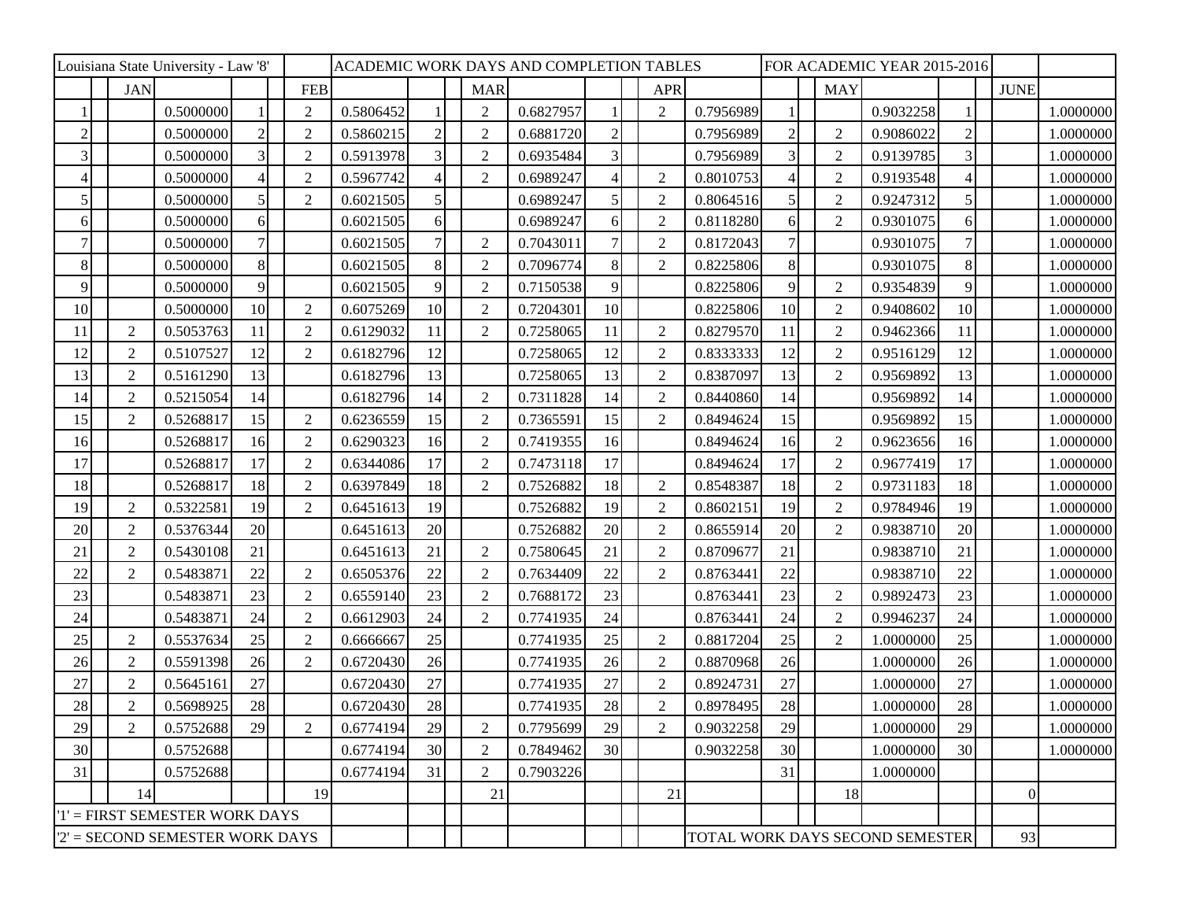| | | | | | | | | | | | | | | | | | | | | | | | |
|---|---|---|---|---|---|---|---|---|---|---|---|---|---|---|---|---|---|---|---|---|---|---|---|
| Louisiana State University - Law '8' | | | | | | | ACADEMIC WORK DAYS AND COMPLETION TABLES | | | | | | | | | FOR ACADEMIC YEAR 2015-2016 | | | | | | | |
| | | JAN | | | | FEB | | | | MAR | | | | APR | | | | MAY | | | | JUNE | |
| 1 | | | 0.5000000 | 1 | | 2 | 0.5806452 | 1 | | 2 | 0.6827957 | 1 | | 2 | 0.7956989 | 1 | | | 0.9032258 | 1 | | | 1.0000000 |
| 2 | | | 0.5000000 | 2 | | 2 | 0.5860215 | 2 | | 2 | 0.6881720 | 2 | | | 0.7956989 | 2 | | 2 | 0.9086022 | 2 | | | 1.0000000 |
| 3 | | | 0.5000000 | 3 | | 2 | 0.5913978 | 3 | | 2 | 0.6935484 | 3 | | | 0.7956989 | 3 | | 2 | 0.9139785 | 3 | | | 1.0000000 |
| 4 | | | 0.5000000 | 4 | | 2 | 0.5967742 | 4 | | 2 | 0.6989247 | 4 | | 2 | 0.8010753 | 4 | | 2 | 0.9193548 | 4 | | | 1.0000000 |
| 5 | | | 0.5000000 | 5 | | 2 | 0.6021505 | 5 | | | 0.6989247 | 5 | | 2 | 0.8064516 | 5 | | 2 | 0.9247312 | 5 | | | 1.0000000 |
| 6 | | | 0.5000000 | 6 | | | 0.6021505 | 6 | | | 0.6989247 | 6 | | 2 | 0.8118280 | 6 | | 2 | 0.9301075 | 6 | | | 1.0000000 |
| 7 | | | 0.5000000 | 7 | | | 0.6021505 | 7 | | 2 | 0.7043011 | 7 | | 2 | 0.8172043 | 7 | | | 0.9301075 | 7 | | | 1.0000000 |
| 8 | | | 0.5000000 | 8 | | | 0.6021505 | 8 | | 2 | 0.7096774 | 8 | | 2 | 0.8225806 | 8 | | | 0.9301075 | 8 | | | 1.0000000 |
| 9 | | | 0.5000000 | 9 | | | 0.6021505 | 9 | | 2 | 0.7150538 | 9 | | | 0.8225806 | 9 | | 2 | 0.9354839 | 9 | | | 1.0000000 |
| 10 | | | 0.5000000 | 10 | | 2 | 0.6075269 | 10 | | 2 | 0.7204301 | 10 | | | 0.8225806 | 10 | | 2 | 0.9408602 | 10 | | | 1.0000000 |
| 11 | | 2 | 0.5053763 | 11 | | 2 | 0.6129032 | 11 | | 2 | 0.7258065 | 11 | | 2 | 0.8279570 | 11 | | 2 | 0.9462366 | 11 | | | 1.0000000 |
| 12 | | 2 | 0.5107527 | 12 | | 2 | 0.6182796 | 12 | | | 0.7258065 | 12 | | 2 | 0.8333333 | 12 | | 2 | 0.9516129 | 12 | | | 1.0000000 |
| 13 | | 2 | 0.5161290 | 13 | | | 0.6182796 | 13 | | | 0.7258065 | 13 | | 2 | 0.8387097 | 13 | | 2 | 0.9569892 | 13 | | | 1.0000000 |
| 14 | | 2 | 0.5215054 | 14 | | | 0.6182796 | 14 | | 2 | 0.7311828 | 14 | | 2 | 0.8440860 | 14 | | | 0.9569892 | 14 | | | 1.0000000 |
| 15 | | 2 | 0.5268817 | 15 | | 2 | 0.6236559 | 15 | | 2 | 0.7365591 | 15 | | 2 | 0.8494624 | 15 | | | 0.9569892 | 15 | | | 1.0000000 |
| 16 | | | 0.5268817 | 16 | | 2 | 0.6290323 | 16 | | 2 | 0.7419355 | 16 | | | 0.8494624 | 16 | | 2 | 0.9623656 | 16 | | | 1.0000000 |
| 17 | | | 0.5268817 | 17 | | 2 | 0.6344086 | 17 | | 2 | 0.7473118 | 17 | | | 0.8494624 | 17 | | 2 | 0.9677419 | 17 | | | 1.0000000 |
| 18 | | | 0.5268817 | 18 | | 2 | 0.6397849 | 18 | | 2 | 0.7526882 | 18 | | 2 | 0.8548387 | 18 | | 2 | 0.9731183 | 18 | | | 1.0000000 |
| 19 | | 2 | 0.5322581 | 19 | | 2 | 0.6451613 | 19 | | | 0.7526882 | 19 | | 2 | 0.8602151 | 19 | | 2 | 0.9784946 | 19 | | | 1.0000000 |
| 20 | | 2 | 0.5376344 | 20 | | | 0.6451613 | 20 | | | 0.7526882 | 20 | | 2 | 0.8655914 | 20 | | 2 | 0.9838710 | 20 | | | 1.0000000 |
| 21 | | 2 | 0.5430108 | 21 | | | 0.6451613 | 21 | | 2 | 0.7580645 | 21 | | 2 | 0.8709677 | 21 | | | 0.9838710 | 21 | | | 1.0000000 |
| 22 | | 2 | 0.5483871 | 22 | | 2 | 0.6505376 | 22 | | 2 | 0.7634409 | 22 | | 2 | 0.8763441 | 22 | | | 0.9838710 | 22 | | | 1.0000000 |
| 23 | | | 0.5483871 | 23 | | 2 | 0.6559140 | 23 | | 2 | 0.7688172 | 23 | | | 0.8763441 | 23 | | 2 | 0.9892473 | 23 | | | 1.0000000 |
| 24 | | | 0.5483871 | 24 | | 2 | 0.6612903 | 24 | | 2 | 0.7741935 | 24 | | | 0.8763441 | 24 | | 2 | 0.9946237 | 24 | | | 1.0000000 |
| 25 | | 2 | 0.5537634 | 25 | | 2 | 0.6666667 | 25 | | | 0.7741935 | 25 | | 2 | 0.8817204 | 25 | | 2 | 1.0000000 | 25 | | | 1.0000000 |
| 26 | | 2 | 0.5591398 | 26 | | 2 | 0.6720430 | 26 | | | 0.7741935 | 26 | | 2 | 0.8870968 | 26 | | | 1.0000000 | 26 | | | 1.0000000 |
| 27 | | 2 | 0.5645161 | 27 | | | 0.6720430 | 27 | | | 0.7741935 | 27 | | 2 | 0.8924731 | 27 | | | 1.0000000 | 27 | | | 1.0000000 |
| 28 | | 2 | 0.5698925 | 28 | | | 0.6720430 | 28 | | | 0.7741935 | 28 | | 2 | 0.8978495 | 28 | | | 1.0000000 | 28 | | | 1.0000000 |
| 29 | | 2 | 0.5752688 | 29 | | 2 | 0.6774194 | 29 | | 2 | 0.7795699 | 29 | | 2 | 0.9032258 | 29 | | | 1.0000000 | 29 | | | 1.0000000 |
| 30 | | | 0.5752688 | | | | 0.6774194 | 30 | | 2 | 0.7849462 | 30 | | | 0.9032258 | 30 | | | 1.0000000 | 30 | | | 1.0000000 |
| 31 | | | 0.5752688 | | | | 0.6774194 | 31 | | 2 | 0.7903226 | | | | | 31 | | | 1.0000000 | | | | |
| | | 14 | | | | 19 | | | | 21 | | | | 21 | | | | 18 | | | | 0 | |
| '1' = FIRST SEMESTER WORK DAYS | | | | | | | | | | | | | | | | | | | | | | | |
| '2' = SECOND SEMESTER WORK DAYS | | | | | | | | | | | | | | | TOTAL WORK DAYS SECOND SEMESTER | | | | | | | 93 | |